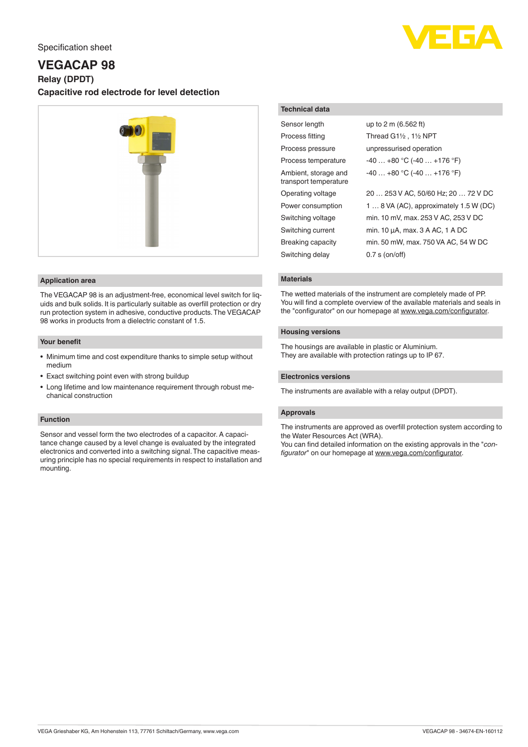Specification sheet

# VEGACAP 98

**Relay (DPDT)**

**Capacitive rod electrode for level detection**

## Application area

The VEGACAP 98 is an adjustment-free, economical level switch for liquids and bulk solids. It is particularly suitable as overfill protection or dry run protection system in adhesive, conductive products. The VEGACAP 98 works in products from a dielectric constant of 1.5.

## Your benefit

- Minimum time and cost expenditure thanks to simple setup without medium
- Exact switching point even with strong buildup
- Long lifetime and low maintenance requirement through robust mechanical construction

## Function

Sensor and vessel form the two electrodes of a capacitor. A capacitance change caused by a level change is evaluated by the integrated electronics and converted into a switching signal. The capacitive measuring principle has no special requirements in respect to installation and mounting.

## Technical data

| | |
|---|---|
| Sensor length | up to 2 m (6.562 ft) |
| Process fitting | Thread G1½ , 1½ NPT |
| Process pressure | unpressurised operation |
| Process temperature | -40 … +80 °C (-40 … +176 °F) |
| Ambient, storage and transport temperature | -40 … +80 °C (-40 … +176 °F) |
| Operating voltage | 20 … 253 V AC, 50/60 Hz; 20 … 72 V DC |
| Power consumption | 1 … 8 VA (AC), approximately 1.5 W (DC) |
| Switching voltage | min. 10 mV, max. 253 V AC, 253 V DC |
| Switching current | min. 10 µA, max. 3 A AC, 1 A DC |
| Breaking capacity | min. 50 mW, max. 750 VA AC, 54 W DC |
| Switching delay | 0.7 s (on/off) |

## Materials

The wetted materials of the instrument are completely made of PP. You will find a complete overview of the available materials and seals in the "configurator" on our homepage at www.vega.com/configurator.

## Housing versions

The housings are available in plastic or Aluminium.
They are available with protection ratings up to IP 67.

## Electronics versions

The instruments are available with a relay output (DPDT).

## Approvals

The instruments are approved as overfill protection system according to the Water Resources Act (WRA).
You can find detailed information on the existing approvals in the "*configurator*" on our homepage at www.vega.com/configurator.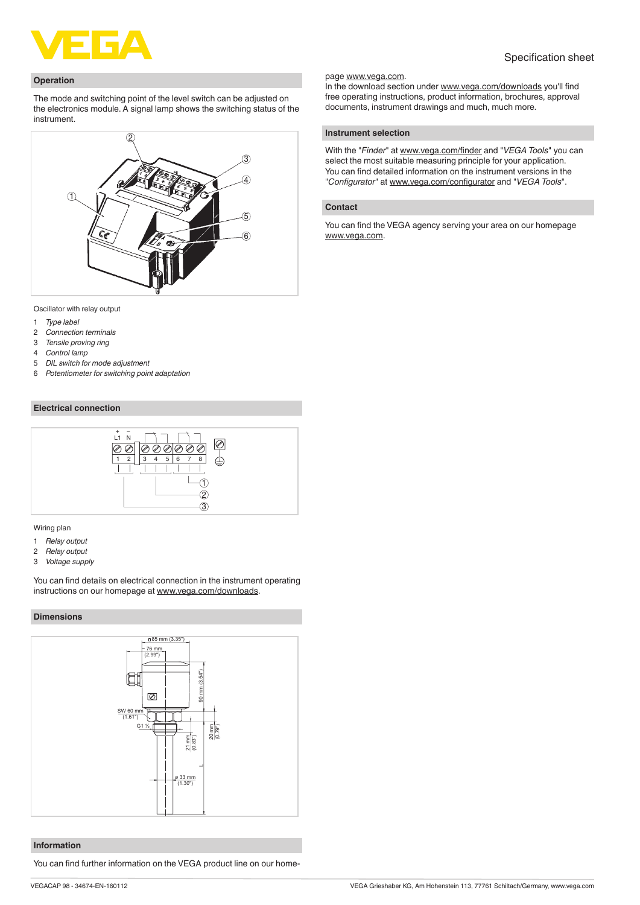## Operation

The mode and switching point of the level switch can be adjusted on the electronics module. A signal lamp shows the switching status of the instrument.

Oscillator with relay output

1. *Type label*
2. *Connection terminals*
3. *Tensile proving ring*
4. *Control lamp*
5. *DIL switch for mode adjustment*
6. *Potentiometer for switching point adaptation*

## Electrical connection

Wiring plan

1. *Relay output*
2. *Relay output*
3. *Voltage supply*

You can find details on electrical connection in the instrument operating instructions on our homepage at www.vega.com/downloads.

## Dimensions

## Information

You can find further information on the VEGA product line on our homepage www.vega.com.

In the download section under www.vega.com/downloads you'll find free operating instructions, product information, brochures, approval documents, instrument drawings and much, much more.

## Instrument selection

With the "*Finder*" at www.vega.com/finder and "*VEGA Tools*" you can select the most suitable measuring principle for your application. You can find detailed information on the instrument versions in the "*Configurator*" at www.vega.com/configurator and "*VEGA Tools*".

## Contact

You can find the VEGA agency serving your area on our homepage www.vega.com.